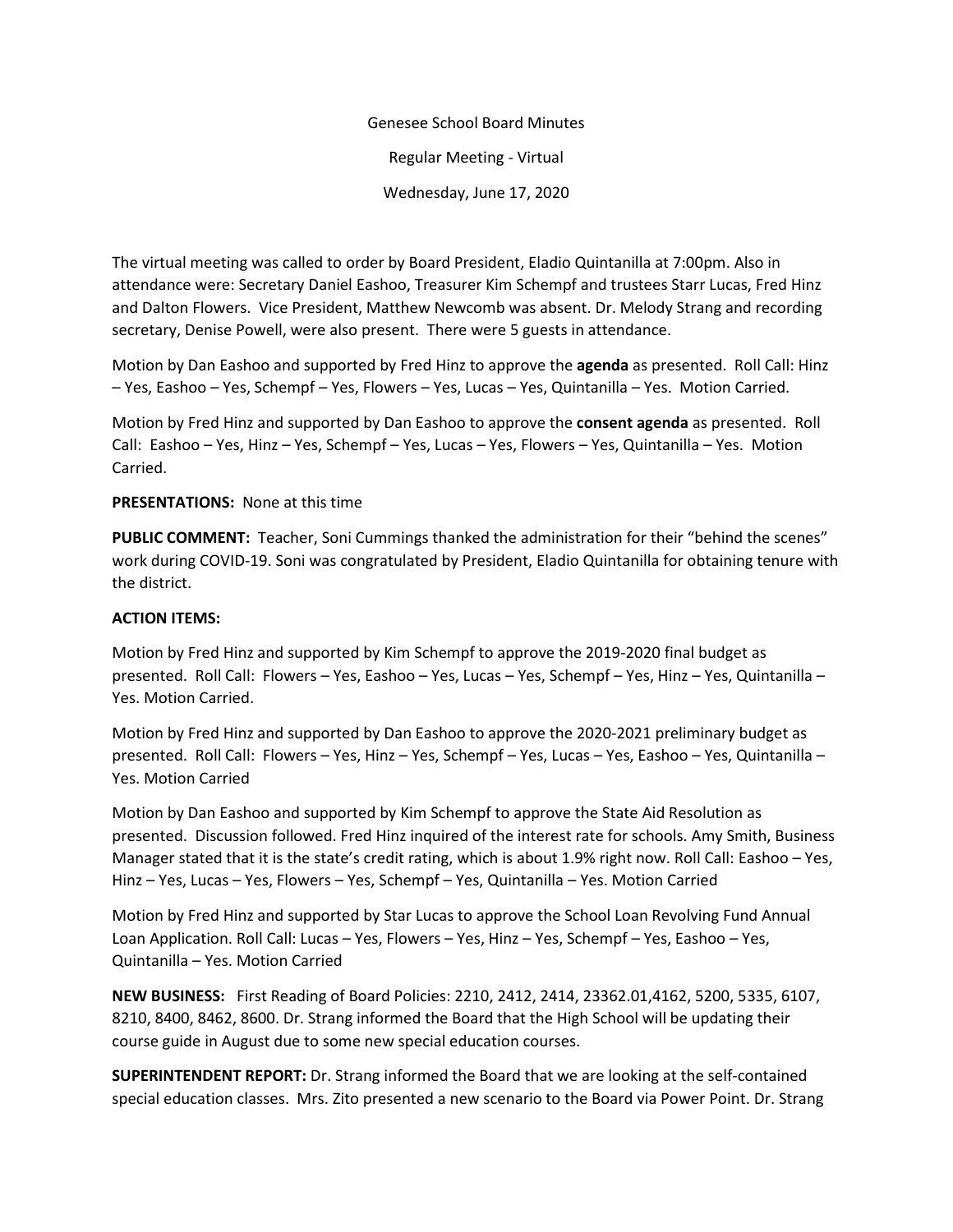Genesee School Board Minutes

Regular Meeting - Virtual

Wednesday, June 17, 2020

The virtual meeting was called to order by Board President, Eladio Quintanilla at 7:00pm. Also in attendance were: Secretary Daniel Eashoo, Treasurer Kim Schempf and trustees Starr Lucas, Fred Hinz and Dalton Flowers. Vice President, Matthew Newcomb was absent. Dr. Melody Strang and recording secretary, Denise Powell, were also present. There were 5 guests in attendance.

Motion by Dan Eashoo and supported by Fred Hinz to approve the **agenda** as presented. Roll Call: Hinz – Yes, Eashoo – Yes, Schempf – Yes, Flowers – Yes, Lucas – Yes, Quintanilla – Yes. Motion Carried.

Motion by Fred Hinz and supported by Dan Eashoo to approve the **consent agenda** as presented. Roll Call: Eashoo – Yes, Hinz – Yes, Schempf – Yes, Lucas – Yes, Flowers – Yes, Quintanilla – Yes. Motion Carried.

**PRESENTATIONS:** None at this time

**PUBLIC COMMENT:** Teacher, Soni Cummings thanked the administration for their "behind the scenes" work during COVID-19. Soni was congratulated by President, Eladio Quintanilla for obtaining tenure with the district.

**ACTION ITEMS:**

Motion by Fred Hinz and supported by Kim Schempf to approve the 2019-2020 final budget as presented. Roll Call: Flowers – Yes, Eashoo – Yes, Lucas – Yes, Schempf – Yes, Hinz – Yes, Quintanilla – Yes. Motion Carried.

Motion by Fred Hinz and supported by Dan Eashoo to approve the 2020-2021 preliminary budget as presented. Roll Call: Flowers – Yes, Hinz – Yes, Schempf – Yes, Lucas – Yes, Eashoo – Yes, Quintanilla – Yes. Motion Carried

Motion by Dan Eashoo and supported by Kim Schempf to approve the State Aid Resolution as presented. Discussion followed. Fred Hinz inquired of the interest rate for schools. Amy Smith, Business Manager stated that it is the state's credit rating, which is about 1.9% right now. Roll Call: Eashoo – Yes, Hinz – Yes, Lucas – Yes, Flowers – Yes, Schempf – Yes, Quintanilla – Yes. Motion Carried

Motion by Fred Hinz and supported by Star Lucas to approve the School Loan Revolving Fund Annual Loan Application. Roll Call: Lucas – Yes, Flowers – Yes, Hinz – Yes, Schempf – Yes, Eashoo – Yes, Quintanilla – Yes. Motion Carried

**NEW BUSINESS:** First Reading of Board Policies: 2210, 2412, 2414, 23362.01,4162, 5200, 5335, 6107, 8210, 8400, 8462, 8600. Dr. Strang informed the Board that the High School will be updating their course guide in August due to some new special education courses.

**SUPERINTENDENT REPORT:** Dr. Strang informed the Board that we are looking at the self-contained special education classes. Mrs. Zito presented a new scenario to the Board via Power Point. Dr. Strang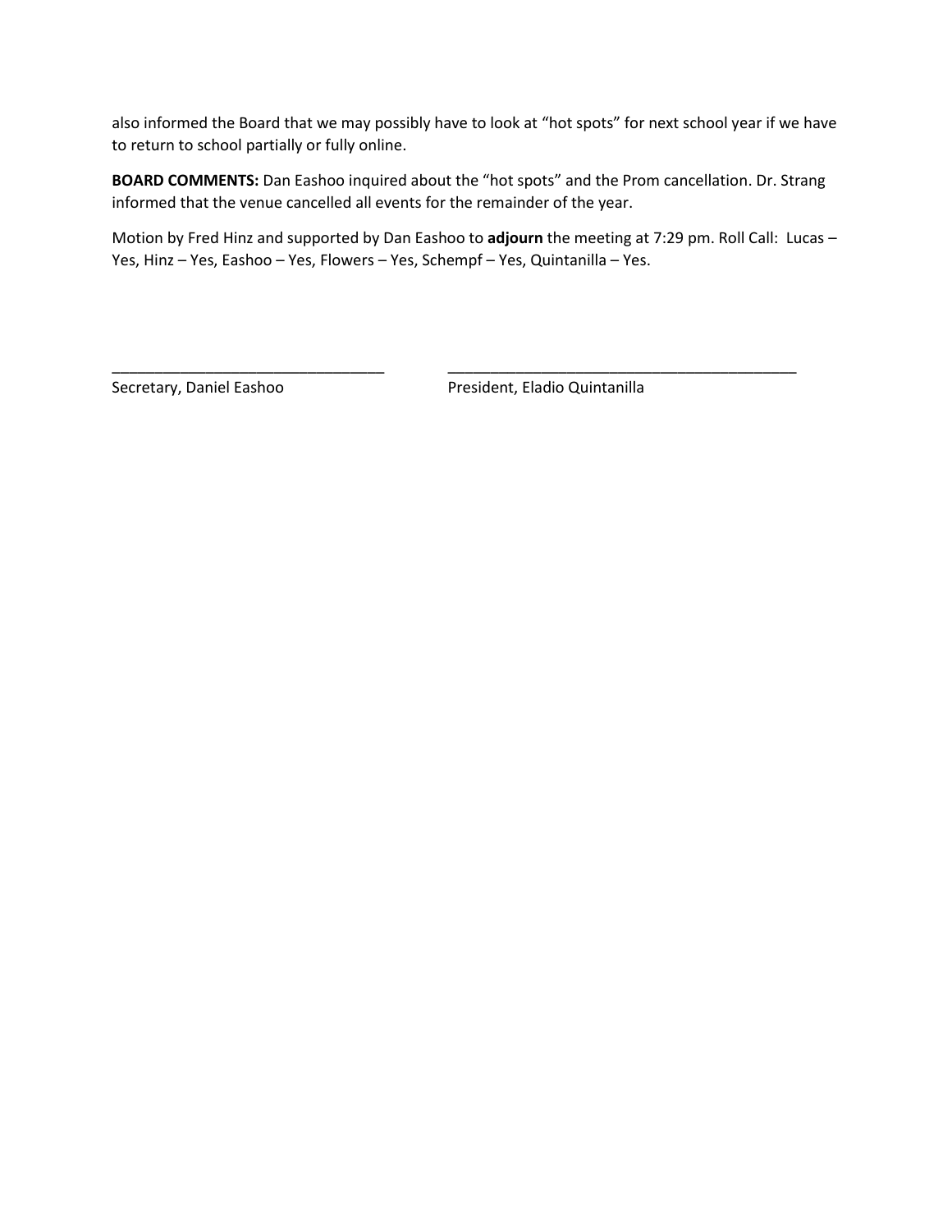also informed the Board that we may possibly have to look at "hot spots" for next school year if we have to return to school partially or fully online.

**BOARD COMMENTS:** Dan Eashoo inquired about the "hot spots" and the Prom cancellation. Dr. Strang informed that the venue cancelled all events for the remainder of the year.

Motion by Fred Hinz and supported by Dan Eashoo to **adjourn** the meeting at 7:29 pm. Roll Call: Lucas – Yes, Hinz – Yes, Eashoo – Yes, Flowers – Yes, Schempf – Yes, Quintanilla – Yes.

________________________________ Secretary, Daniel Eashoo

__________________________________________ President, Eladio Quintanilla